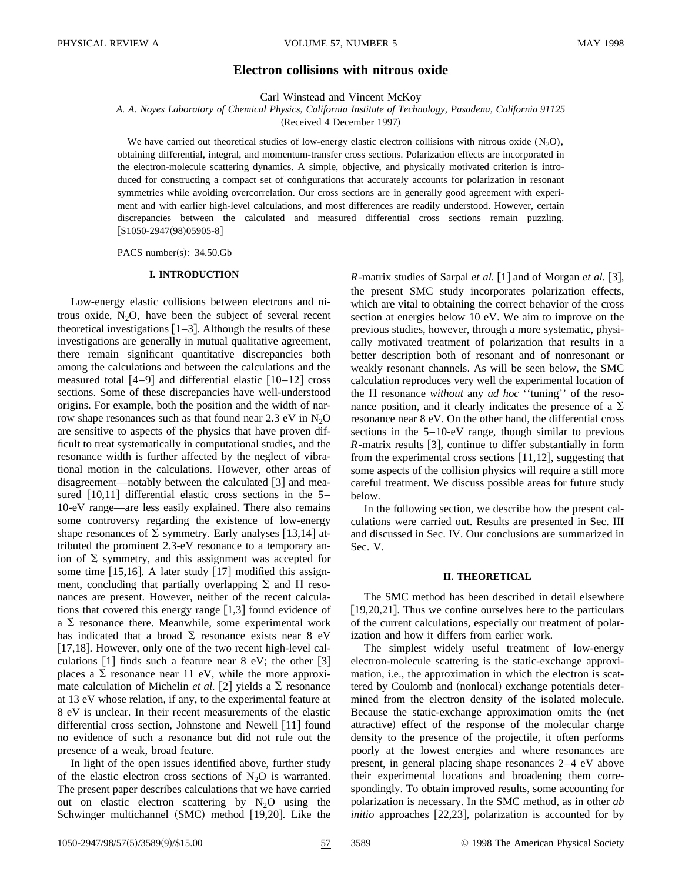# Electron collisions with nitrous oxide

Carl Winstead and Vincent McKoy

*A. A. Noyes Laboratory of Chemical Physics, California Institute of Technology, Pasadena, California 91125*

(Received 4 December 1997)

We have carried out theoretical studies of low-energy elastic electron collisions with nitrous oxide ($N_2O$), obtaining differential, integral, and momentum-transfer cross sections. Polarization effects are incorporated in the electron-molecule scattering dynamics. A simple, objective, and physically motivated criterion is introduced for constructing a compact set of configurations that accurately accounts for polarization in resonant symmetries while avoiding overcorrelation. Our cross sections are in generally good agreement with experiment and with earlier high-level calculations, and most differences are readily understood. However, certain discrepancies between the calculated and measured differential cross sections remain puzzling. [S1050-2947(98)05905-8]

PACS number(s): 34.50.Gb

## I. INTRODUCTION

Low-energy elastic collisions between electrons and nitrous oxide, $N_2O$, have been the subject of several recent theoretical investigations [1–3]. Although the results of these investigations are generally in mutual qualitative agreement, there remain significant quantitative discrepancies both among the calculations and between the calculations and the measured total [4–9] and differential elastic [10–12] cross sections. Some of these discrepancies have well-understood origins. For example, both the position and the width of narrow shape resonances such as that found near 2.3 eV in $N_2O$ are sensitive to aspects of the physics that have proven difficult to treat systematically in computational studies, and the resonance width is further affected by the neglect of vibrational motion in the calculations. However, other areas of disagreement—notably between the calculated [3] and measured [10,11] differential elastic cross sections in the 5–10-eV range—are less easily explained. There also remains some controversy regarding the existence of low-energy shape resonances of $\Sigma$ symmetry. Early analyses [13,14] attributed the prominent 2.3-eV resonance to a temporary anion of $\Sigma$ symmetry, and this assignment was accepted for some time [15,16]. A later study [17] modified this assignment, concluding that partially overlapping $\Sigma$ and $\Pi$ resonances are present. However, neither of the recent calculations that covered this energy range [1,3] found evidence of a $\Sigma$ resonance there. Meanwhile, some experimental work has indicated that a broad $\Sigma$ resonance exists near 8 eV [17,18]. However, only one of the two recent high-level calculations [1] finds such a feature near 8 eV; the other [3] places a $\Sigma$ resonance near 11 eV, while the more approximate calculation of Michelin *et al.* [2] yields a $\Sigma$ resonance at 13 eV whose relation, if any, to the experimental feature at 8 eV is unclear. In their recent measurements of the elastic differential cross section, Johnstone and Newell [11] found no evidence of such a resonance but did not rule out the presence of a weak, broad feature.

In light of the open issues identified above, further study of the elastic electron cross sections of $N_2O$ is warranted. The present paper describes calculations that we have carried out on elastic electron scattering by $N_2O$ using the Schwinger multichannel (SMC) method [19,20]. Like the *R*-matrix studies of Sarpal *et al.* [1] and of Morgan *et al.* [3], the present SMC study incorporates polarization effects, which are vital to obtaining the correct behavior of the cross section at energies below 10 eV. We aim to improve on the previous studies, however, through a more systematic, physically motivated treatment of polarization that results in a better description both of resonant and of nonresonant or weakly resonant channels. As will be seen below, the SMC calculation reproduces very well the experimental location of the $\Pi$ resonance *without* any *ad hoc* ''tuning'' of the resonance position, and it clearly indicates the presence of a $\Sigma$ resonance near 8 eV. On the other hand, the differential cross sections in the 5–10-eV range, though similar to previous *R*-matrix results [3], continue to differ substantially in form from the experimental cross sections [11,12], suggesting that some aspects of the collision physics will require a still more careful treatment. We discuss possible areas for future study below.

In the following section, we describe how the present calculations were carried out. Results are presented in Sec. III and discussed in Sec. IV. Our conclusions are summarized in Sec. V.

## II. THEORETICAL

The SMC method has been described in detail elsewhere [19,20,21]. Thus we confine ourselves here to the particulars of the current calculations, especially our treatment of polarization and how it differs from earlier work.

The simplest widely useful treatment of low-energy electron-molecule scattering is the static-exchange approximation, i.e., the approximation in which the electron is scattered by Coulomb and (nonlocal) exchange potentials determined from the electron density of the isolated molecule. Because the static-exchange approximation omits the (net attractive) effect of the response of the molecular charge density to the presence of the projectile, it often performs poorly at the lowest energies and where resonances are present, in general placing shape resonances 2–4 eV above their experimental locations and broadening them correspondingly. To obtain improved results, some accounting for polarization is necessary. In the SMC method, as in other *ab initio* approaches [22,23], polarization is accounted for by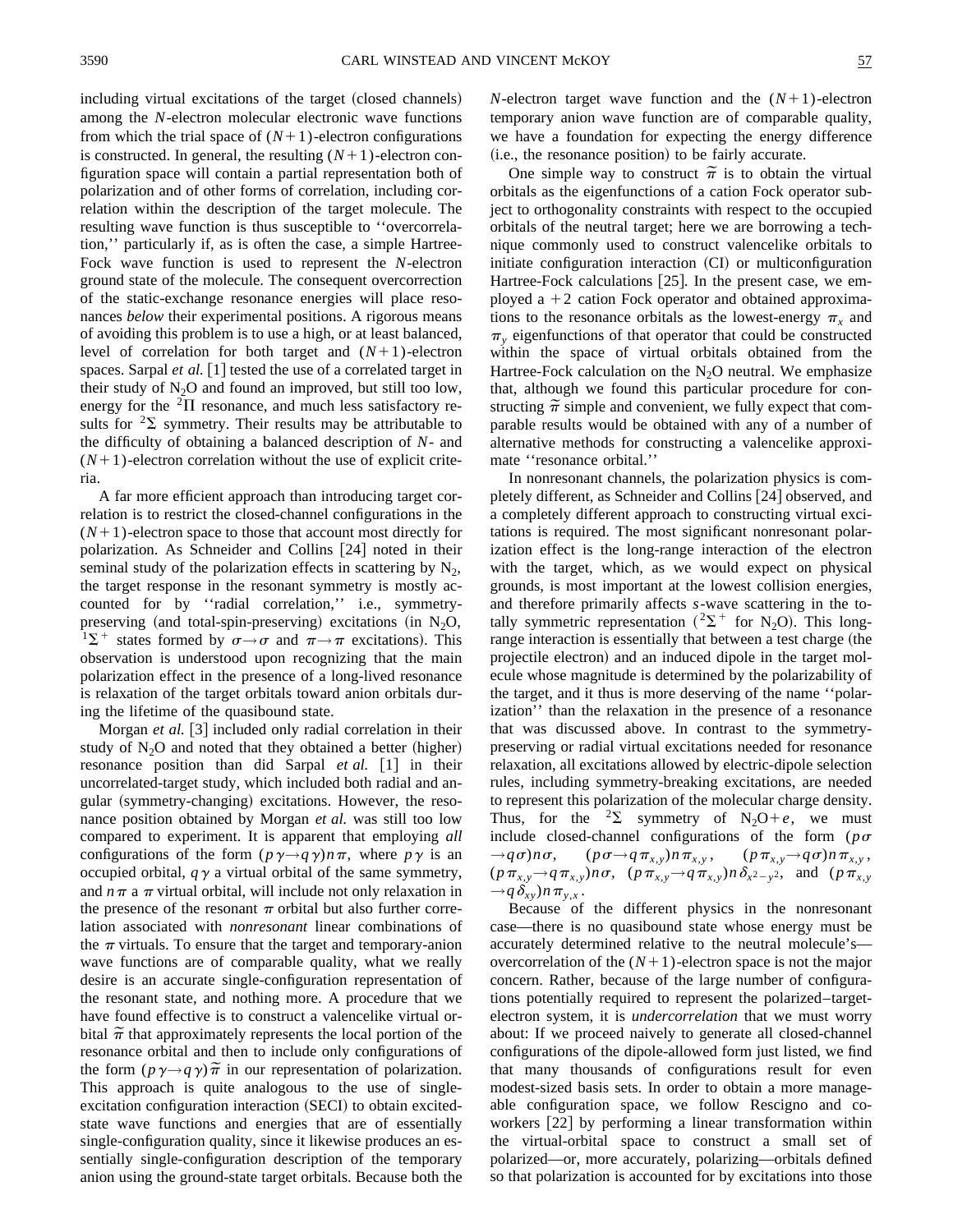including virtual excitations of the target (closed channels) among the $N$-electron molecular electronic wave functions from which the trial space of $(N+1)$-electron configurations is constructed. In general, the resulting $(N+1)$-electron configuration space will contain a partial representation both of polarization and of other forms of correlation, including correlation within the description of the target molecule. The resulting wave function is thus susceptible to ''overcorrelation,'' particularly if, as is often the case, a simple Hartree-Fock wave function is used to represent the $N$-electron ground state of the molecule. The consequent overcorrection of the static-exchange resonance energies will place resonances *below* their experimental positions. A rigorous means of avoiding this problem is to use a high, or at least balanced, level of correlation for both target and $(N+1)$-electron spaces. Sarpal *et al.* [1] tested the use of a correlated target in their study of $N_2O$ and found an improved, but still too low, energy for the $^2\Pi$ resonance, and much less satisfactory results for $^2\Sigma$ symmetry. Their results may be attributable to the difficulty of obtaining a balanced description of $N$- and $(N+1)$-electron correlation without the use of explicit criteria.

A far more efficient approach than introducing target correlation is to restrict the closed-channel configurations in the $(N+1)$-electron space to those that account most directly for polarization. As Schneider and Collins [24] noted in their seminal study of the polarization effects in scattering by $N_2$, the target response in the resonant symmetry is mostly accounted for by ''radial correlation,'' i.e., symmetry-preserving (and total-spin-preserving) excitations (in $N_2O$, $^1\Sigma^+$ states formed by $\sigma\rightarrow\sigma$ and $\pi\rightarrow\pi$ excitations). This observation is understood upon recognizing that the main polarization effect in the presence of a long-lived resonance is relaxation of the target orbitals toward anion orbitals during the lifetime of the quasibound state.

Morgan *et al.* [3] included only radial correlation in their study of $N_2O$ and noted that they obtained a better (higher) resonance position than did Sarpal *et al.* [1] in their uncorrelated-target study, which included both radial and angular (symmetry-changing) excitations. However, the resonance position obtained by Morgan *et al.* was still too low compared to experiment. It is apparent that employing *all* configurations of the form $(p\gamma\rightarrow q\gamma)n\pi$, where $p\gamma$ is an occupied orbital, $q\gamma$ a virtual orbital of the same symmetry, and $n\pi$ a $\pi$ virtual orbital, will include not only relaxation in the presence of the resonant $\pi$ orbital but also further correlation associated with *nonresonant* linear combinations of the $\pi$ virtuals. To ensure that the target and temporary-anion wave functions are of comparable quality, what we really desire is an accurate single-configuration representation of the resonant state, and nothing more. A procedure that we have found effective is to construct a valencelike virtual orbital $\tilde{\pi}$ that approximately represents the local portion of the resonance orbital and then to include only configurations of the form $(p\gamma\rightarrow q\gamma)\tilde{\pi}$ in our representation of polarization. This approach is quite analogous to the use of single-excitation configuration interaction (SECI) to obtain excited-state wave functions and energies that are of essentially single-configuration quality, since it likewise produces an essentially single-configuration description of the temporary anion using the ground-state target orbitals. Because both the $N$-electron target wave function and the $(N+1)$-electron temporary anion wave function are of comparable quality, we have a foundation for expecting the energy difference (i.e., the resonance position) to be fairly accurate.

One simple way to construct $\tilde{\pi}$ is to obtain the virtual orbitals as the eigenfunctions of a cation Fock operator subject to orthogonality constraints with respect to the occupied orbitals of the neutral target; here we are borrowing a technique commonly used to construct valencelike orbitals to initiate configuration interaction (CI) or multiconfiguration Hartree-Fock calculations [25]. In the present case, we employed a $+2$ cation Fock operator and obtained approximations to the resonance orbitals as the lowest-energy $\pi_x$ and $\pi_y$ eigenfunctions of that operator that could be constructed within the space of virtual orbitals obtained from the Hartree-Fock calculation on the $N_2O$ neutral. We emphasize that, although we found this particular procedure for constructing $\tilde{\pi}$ simple and convenient, we fully expect that comparable results would be obtained with any of a number of alternative methods for constructing a valencelike approximate ''resonance orbital.''

In nonresonant channels, the polarization physics is completely different, as Schneider and Collins [24] observed, and a completely different approach to constructing virtual excitations is required. The most significant nonresonant polarization effect is the long-range interaction of the electron with the target, which, as we would expect on physical grounds, is most important at the lowest collision energies, and therefore primarily affects $s$-wave scattering in the totally symmetric representation ($^2\Sigma^+$ for $N_2O$). This long-range interaction is essentially that between a test charge (the projectile electron) and an induced dipole in the target molecule whose magnitude is determined by the polarizability of the target, and it thus is more deserving of the name ''polarization'' than the relaxation in the presence of a resonance that was discussed above. In contrast to the symmetry-preserving or radial virtual excitations needed for resonance relaxation, all excitations allowed by electric-dipole selection rules, including symmetry-breaking excitations, are needed to represent this polarization of the molecular charge density. Thus, for the $^2\Sigma$ symmetry of $N_2O+e$, we must include closed-channel configurations of the form $(p\sigma\rightarrow q\sigma)n\sigma$, $(p\sigma\rightarrow q\pi_{x,y})n\pi_{x,y}$, $(p\pi_{x,y}\rightarrow q\sigma)n\pi_{x,y}$, $(p\pi_{x,y}\rightarrow q\pi_{x,y})n\sigma$, $(p\pi_{x,y}\rightarrow q\pi_{x,y})n\delta_{x^2-y^2}$, and $(p\pi_{x,y}\rightarrow q\delta_{xy})n\pi_{y,x}$.

Because of the different physics in the nonresonant case—there is no quasibound state whose energy must be accurately determined relative to the neutral molecule's—overcorrelation of the $(N+1)$-electron space is not the major concern. Rather, because of the large number of configurations potentially required to represent the polarized–target-electron system, it is *undercorrelation* that we must worry about: If we proceed naively to generate all closed-channel configurations of the dipole-allowed form just listed, we find that many thousands of configurations result for even modest-sized basis sets. In order to obtain a more manageable configuration space, we follow Rescigno and coworkers [22] by performing a linear transformation within the virtual-orbital space to construct a small set of polarized—or, more accurately, polarizing—orbitals defined so that polarization is accounted for by excitations into those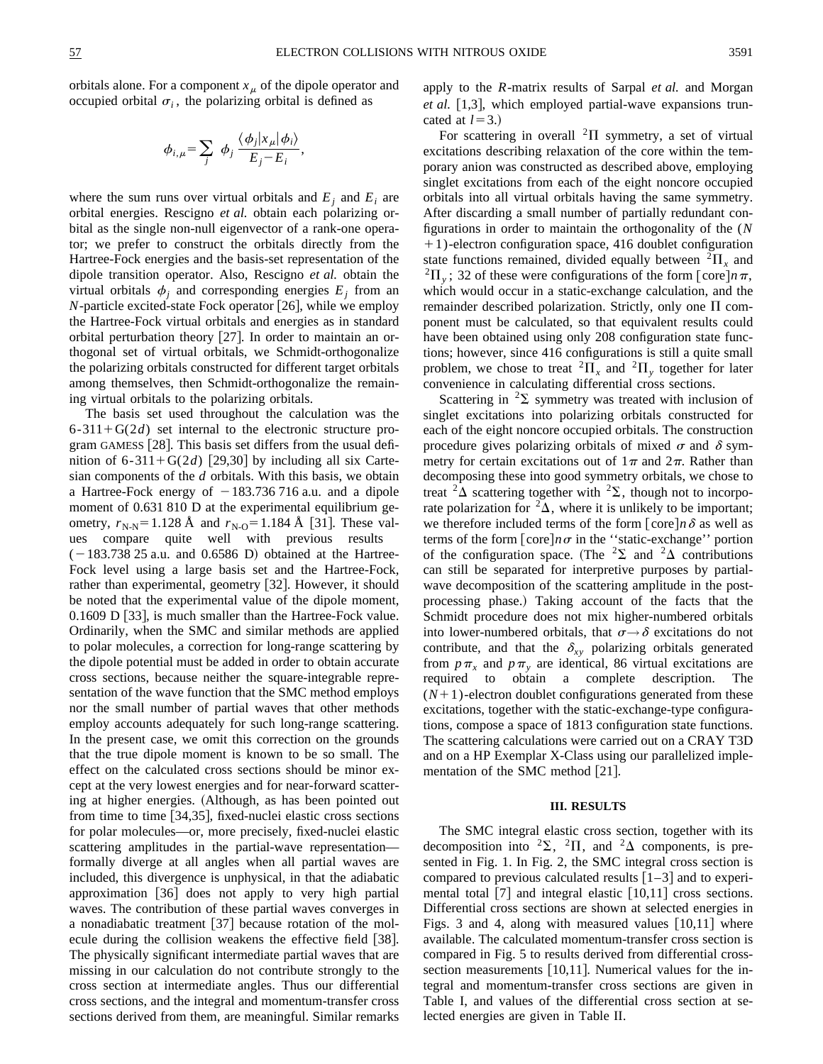orbitals alone. For a component $x_\mu$ of the dipole operator and occupied orbital $\sigma_i$, the polarizing orbital is defined as

$$\phi_{i,\mu} = \sum_j \phi_j \frac{\langle \phi_j | x_\mu | \phi_i \rangle}{E_j - E_i},$$

where the sum runs over virtual orbitals and $E_j$ and $E_i$ are orbital energies. Rescigno *et al.* obtain each polarizing orbital as the single non-null eigenvector of a rank-one operator; we prefer to construct the orbitals directly from the Hartree-Fock energies and the basis-set representation of the dipole transition operator. Also, Rescigno *et al.* obtain the virtual orbitals $\phi_j$ and corresponding energies $E_j$ from an $N$-particle excited-state Fock operator [26], while we employ the Hartree-Fock virtual orbitals and energies as in standard orbital perturbation theory [27]. In order to maintain an orthogonal set of virtual orbitals, we Schmidt-orthogonalize the polarizing orbitals constructed for different target orbitals among themselves, then Schmidt-orthogonalize the remaining virtual orbitals to the polarizing orbitals.

The basis set used throughout the calculation was the 6-311+G(2$d$) set internal to the electronic structure program GAMESS [28]. This basis set differs from the usual definition of 6-311+G(2$d$) [29,30] by including all six Cartesian components of the $d$ orbitals. With this basis, we obtain a Hartree-Fock energy of −183.736 716 a.u. and a dipole moment of 0.631 810 D at the experimental equilibrium geometry, $r_{\text{N-N}}$= 1.128 Å and $r_{\text{N-O}}$= 1.184 Å [31]. These values compare quite well with previous results (−183.738 25 a.u. and 0.6586 D) obtained at the Hartree-Fock level using a large basis set and the Hartree-Fock, rather than experimental, geometry [32]. However, it should be noted that the experimental value of the dipole moment, 0.1609 D [33], is much smaller than the Hartree-Fock value. Ordinarily, when the SMC and similar methods are applied to polar molecules, a correction for long-range scattering by the dipole potential must be added in order to obtain accurate cross sections, because neither the square-integrable representation of the wave function that the SMC method employs nor the small number of partial waves that other methods employ accounts adequately for such long-range scattering. In the present case, we omit this correction on the grounds that the true dipole moment is known to be so small. The effect on the calculated cross sections should be minor except at the very lowest energies and for near-forward scattering at higher energies. (Although, as has been pointed out from time to time [34,35], fixed-nuclei elastic cross sections for polar molecules—or, more precisely, fixed-nuclei elastic scattering amplitudes in the partial-wave representation—formally diverge at all angles when all partial waves are included, this divergence is unphysical, in that the adiabatic approximation [36] does not apply to very high partial waves. The contribution of these partial waves converges in a nonadiabatic treatment [37] because rotation of the molecule during the collision weakens the effective field [38]. The physically significant intermediate partial waves that are missing in our calculation do not contribute strongly to the cross section at intermediate angles. Thus our differential cross sections, and the integral and momentum-transfer cross sections derived from them, are meaningful. Similar remarks apply to the $R$-matrix results of Sarpal *et al.* and Morgan *et al.* [1,3], which employed partial-wave expansions truncated at $l=3$.)

For scattering in overall $^2\Pi$ symmetry, a set of virtual excitations describing relaxation of the core within the temporary anion was constructed as described above, employing singlet excitations from each of the eight noncore occupied orbitals into all virtual orbitals having the same symmetry. After discarding a small number of partially redundant configurations in order to maintain the orthogonality of the ($N+1$)-electron configuration space, 416 doublet configuration state functions remained, divided equally between $^2\Pi_x$ and $^2\Pi_y$; 32 of these were configurations of the form [core]$n\pi$, which would occur in a static-exchange calculation, and the remainder described polarization. Strictly, only one $\Pi$ component must be calculated, so that equivalent results could have been obtained using only 208 configuration state functions; however, since 416 configurations is still a quite small problem, we chose to treat $^2\Pi_x$ and $^2\Pi_y$ together for later convenience in calculating differential cross sections.

Scattering in $^2\Sigma$ symmetry was treated with inclusion of singlet excitations into polarizing orbitals constructed for each of the eight noncore occupied orbitals. The construction procedure gives polarizing orbitals of mixed $\sigma$ and $\delta$ symmetry for certain excitations out of $1\pi$ and $2\pi$. Rather than decomposing these into good symmetry orbitals, we chose to treat $^2\Delta$ scattering together with $^2\Sigma$, though not to incorporate polarization for $^2\Delta$, where it is unlikely to be important; we therefore included terms of the form [core]$n\delta$ as well as terms of the form [core]$n\sigma$ in the "static-exchange" portion of the configuration space. (The $^2\Sigma$ and $^2\Delta$ contributions can still be separated for interpretive purposes by partial-wave decomposition of the scattering amplitude in the postprocessing phase.) Taking account of the facts that the Schmidt procedure does not mix higher-numbered orbitals into lower-numbered orbitals, that $\sigma \rightarrow \delta$ excitations do not contribute, and that the $\delta_{xy}$ polarizing orbitals generated from $p\pi_x$ and $p\pi_y$ are identical, 86 virtual excitations are required to obtain a complete description. The ($N+1$)-electron doublet configurations generated from these excitations, together with the static-exchange-type configurations, compose a space of 1813 configuration state functions. The scattering calculations were carried out on a CRAY T3D and on a HP Exemplar X-Class using our parallelized implementation of the SMC method [21].

## III. RESULTS

The SMC integral elastic cross section, together with its decomposition into $^2\Sigma$, $^2\Pi$, and $^2\Delta$ components, is presented in Fig. 1. In Fig. 2, the SMC integral cross section is compared to previous calculated results [1–3] and to experimental total [7] and integral elastic [10,11] cross sections. Differential cross sections are shown at selected energies in Figs. 3 and 4, along with measured values [10,11] where available. The calculated momentum-transfer cross section is compared in Fig. 5 to results derived from differential cross-section measurements [10,11]. Numerical values for the integral and momentum-transfer cross sections are given in Table I, and values of the differential cross section at selected energies are given in Table II.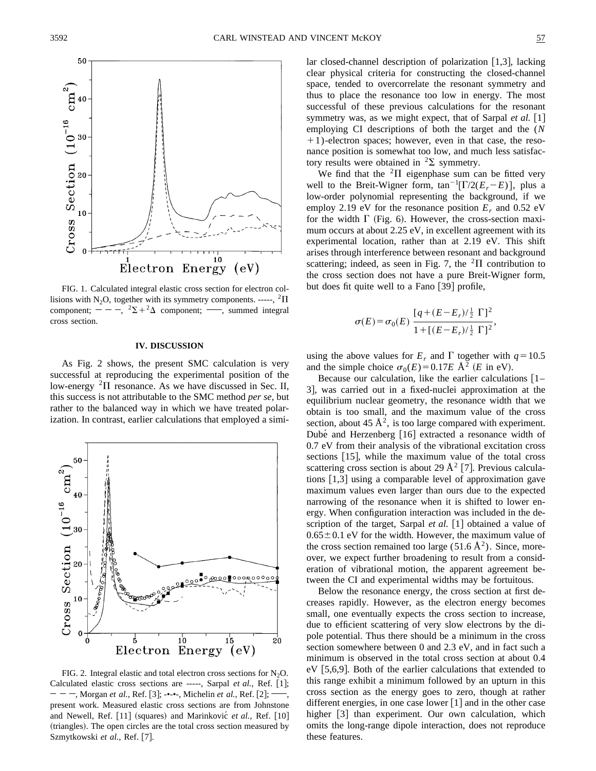FIG. 1. Calculated integral elastic cross section for electron collisions with $N_2O$, together with its symmetry components. -----, $^2\Pi$ component; — — —, $^2\Sigma + ^2\Delta$ component; ——, summed integral cross section.

## IV. DISCUSSION

As Fig. 2 shows, the present SMC calculation is very successful at reproducing the experimental position of the low-energy $^2\Pi$ resonance. As we have discussed in Sec. II, this success is not attributable to the SMC method *per se*, but rather to the balanced way in which we have treated polarization. In contrast, earlier calculations that employed a similar closed-channel description of polarization [1,3], lacking clear physical criteria for constructing the closed-channel space, tended to overcorrelate the resonant symmetry and thus to place the resonance too low in energy. The most successful of these previous calculations for the resonant symmetry was, as we might expect, that of Sarpal *et al.* [1] employing CI descriptions of both the target and the $(N+1)$-electron spaces; however, even in that case, the resonance position is somewhat too low, and much less satisfactory results were obtained in $^2\Sigma$ symmetry.

FIG. 2. Integral elastic and total electron cross sections for $N_2O$. Calculated elastic cross sections are -----, Sarpal *et al.*, Ref. [1]; — — —, Morgan *et al.*, Ref. [3]; -•-•-, Michelin *et al.*, Ref. [2]; ——, present work. Measured elastic cross sections are from Johnstone and Newell, Ref. [11] (squares) and Marinković *et al.*, Ref. [10] (triangles). The open circles are the total cross section measured by Szmytkowski *et al.*, Ref. [7].

We find that the $^2\Pi$ eigenphase sum can be fitted very well to the Breit-Wigner form, $\tan^{-1}[\Gamma/2(E_r - E)]$, plus a low-order polynomial representing the background, if we employ 2.19 eV for the resonance position $E_r$ and 0.52 eV for the width $\Gamma$ (Fig. 6). However, the cross-section maximum occurs at about 2.25 eV, in excellent agreement with its experimental location, rather than at 2.19 eV. This shift arises through interference between resonant and background scattering; indeed, as seen in Fig. 7, the $^2\Pi$ contribution to the cross section does not have a pure Breit-Wigner form, but does fit quite well to a Fano [39] profile,

$$\sigma(E) = \sigma_0(E)\,\frac{[q + (E - E_r)/\frac{1}{2}\,\Gamma]^2}{1 + [(E - E_r)/\frac{1}{2}\,\Gamma]^2},$$

using the above values for $E_r$ and $\Gamma$ together with $q = 10.5$ and the simple choice $\sigma_0(E) = 0.17E$ Å$^2$ ($E$ in eV).

Because our calculation, like the earlier calculations [1–3], was carried out in a fixed-nuclei approximation at the equilibrium nuclear geometry, the resonance width that we obtain is too small, and the maximum value of the cross section, about 45 Å$^2$, is too large compared with experiment. Dubé and Herzenberg [16] extracted a resonance width of 0.7 eV from their analysis of the vibrational excitation cross sections [15], while the maximum value of the total cross scattering cross section is about 29 Å$^2$ [7]. Previous calculations [1,3] using a comparable level of approximation gave maximum values even larger than ours due to the expected narrowing of the resonance when it is shifted to lower energy. When configuration interaction was included in the description of the target, Sarpal *et al.* [1] obtained a value of $0.65 \pm 0.1$ eV for the width. However, the maximum value of the cross section remained too large (51.6 Å$^2$). Since, moreover, we expect further broadening to result from a consideration of vibrational motion, the apparent agreement between the CI and experimental widths may be fortuitous.

Below the resonance energy, the cross section at first decreases rapidly. However, as the electron energy becomes small, one eventually expects the cross section to increase, due to efficient scattering of very slow electrons by the dipole potential. Thus there should be a minimum in the cross section somewhere between 0 and 2.3 eV, and in fact such a minimum is observed in the total cross section at about 0.4 eV [5,6,9]. Both of the earlier calculations that extended to this range exhibit a minimum followed by an upturn in this cross section as the energy goes to zero, though at rather different energies, in one case lower [1] and in the other case higher [3] than experiment. Our own calculation, which omits the long-range dipole interaction, does not reproduce these features.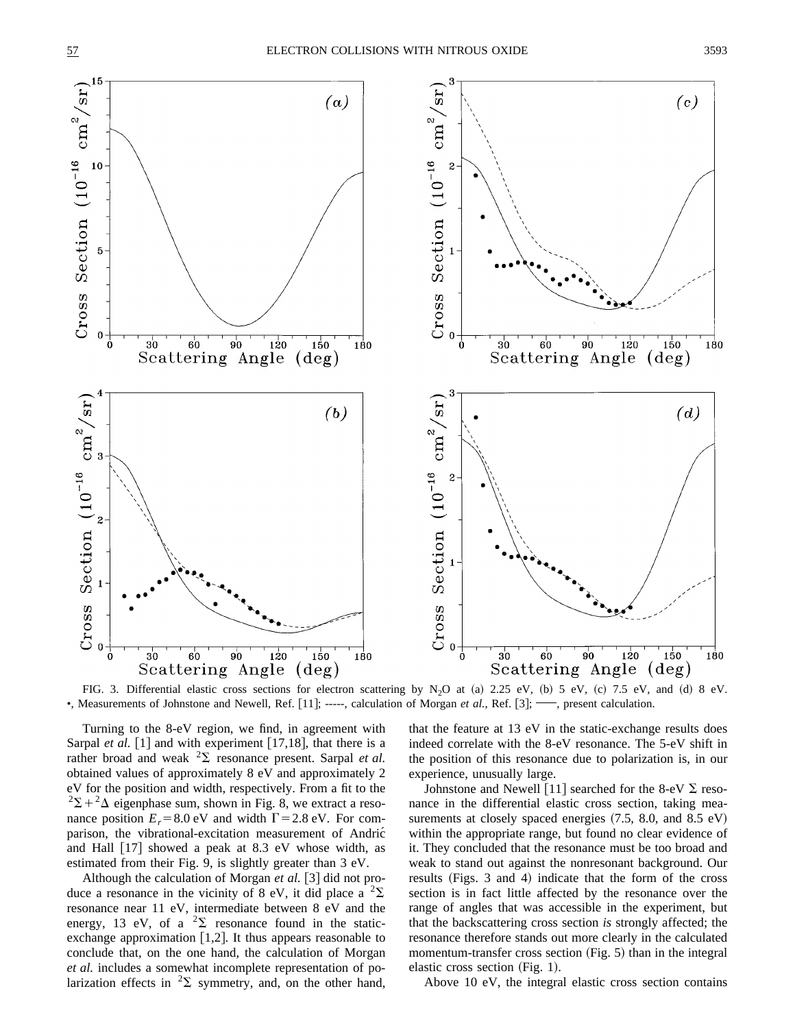FIG. 3. Differential elastic cross sections for electron scattering by $N_2O$ at (a) 2.25 eV, (b) 5 eV, (c) 7.5 eV, and (d) 8 eV. •, Measurements of Johnstone and Newell, Ref. [11]; -----, calculation of Morgan *et al.*, Ref. [3]; ——, present calculation.

Turning to the 8-eV region, we find, in agreement with Sarpal *et al.* [1] and with experiment [17,18], that there is a rather broad and weak $^2\Sigma$ resonance present. Sarpal *et al.* obtained values of approximately 8 eV and approximately 2 eV for the position and width, respectively. From a fit to the $^2\Sigma + ^2\Delta$ eigenphase sum, shown in Fig. 8, we extract a resonance position $E_r = 8.0$ eV and width $\Gamma = 2.8$ eV. For comparison, the vibrational-excitation measurement of Andrić and Hall [17] showed a peak at 8.3 eV whose width, as estimated from their Fig. 9, is slightly greater than 3 eV.

Although the calculation of Morgan *et al.* [3] did not produce a resonance in the vicinity of 8 eV, it did place a $^2\Sigma$ resonance near 11 eV, intermediate between 8 eV and the energy, 13 eV, of a $^2\Sigma$ resonance found in the static-exchange approximation [1,2]. It thus appears reasonable to conclude that, on the one hand, the calculation of Morgan *et al.* includes a somewhat incomplete representation of polarization effects in $^2\Sigma$ symmetry, and, on the other hand, that the feature at 13 eV in the static-exchange results does indeed correlate with the 8-eV resonance. The 5-eV shift in the position of this resonance due to polarization is, in our experience, unusually large.

Johnstone and Newell [11] searched for the 8-eV $\Sigma$ resonance in the differential elastic cross section, taking measurements at closely spaced energies (7.5, 8.0, and 8.5 eV) within the appropriate range, but found no clear evidence of it. They concluded that the resonance must be too broad and weak to stand out against the nonresonant background. Our results (Figs. 3 and 4) indicate that the form of the cross section is in fact little affected by the resonance over the range of angles that was accessible in the experiment, but that the backscattering cross section *is* strongly affected; the resonance therefore stands out more clearly in the calculated momentum-transfer cross section (Fig. 5) than in the integral elastic cross section (Fig. 1).

Above 10 eV, the integral elastic cross section contains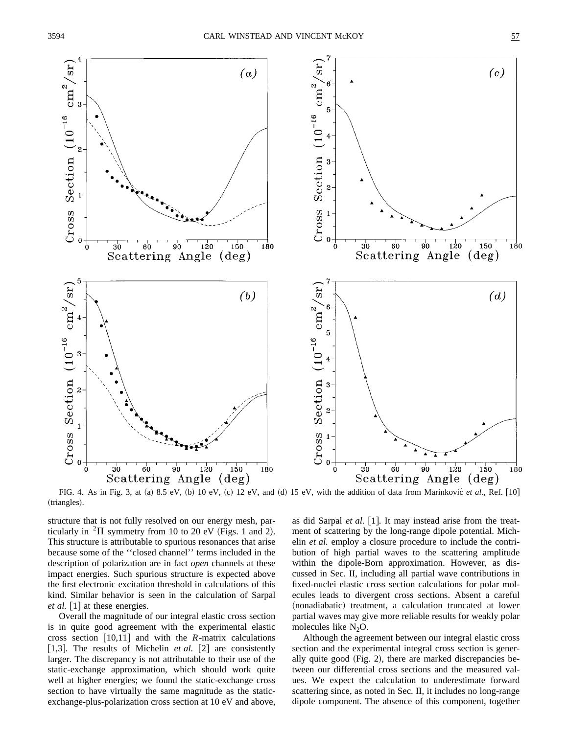FIG. 4. As in Fig. 3, at (a) 8.5 eV, (b) 10 eV, (c) 12 eV, and (d) 15 eV, with the addition of data from Marinković *et al.*, Ref. [10] (triangles).

structure that is not fully resolved on our energy mesh, particularly in $^2\Pi$ symmetry from 10 to 20 eV (Figs. 1 and 2). This structure is attributable to spurious resonances that arise because some of the ''closed channel'' terms included in the description of polarization are in fact *open* channels at these impact energies. Such spurious structure is expected above the first electronic excitation threshold in calculations of this kind. Similar behavior is seen in the calculation of Sarpal *et al.* [1] at these energies.

Overall the magnitude of our integral elastic cross section is in quite good agreement with the experimental elastic cross section [10,11] and with the *R*-matrix calculations [1,3]. The results of Michelin *et al.* [2] are consistently larger. The discrepancy is not attributable to their use of the static-exchange approximation, which should work quite well at higher energies; we found the static-exchange cross section to have virtually the same magnitude as the static-exchange-plus-polarization cross section at 10 eV and above, as did Sarpal *et al.* [1]. It may instead arise from the treatment of scattering by the long-range dipole potential. Michelin *et al.* employ a closure procedure to include the contribution of high partial waves to the scattering amplitude within the dipole-Born approximation. However, as discussed in Sec. II, including all partial wave contributions in fixed-nuclei elastic cross section calculations for polar molecules leads to divergent cross sections. Absent a careful (nonadiabatic) treatment, a calculation truncated at lower partial waves may give more reliable results for weakly polar molecules like $N_2O$.

Although the agreement between our integral elastic cross section and the experimental integral cross section is generally quite good (Fig. 2), there are marked discrepancies between our differential cross sections and the measured values. We expect the calculation to underestimate forward scattering since, as noted in Sec. II, it includes no long-range dipole component. The absence of this component, together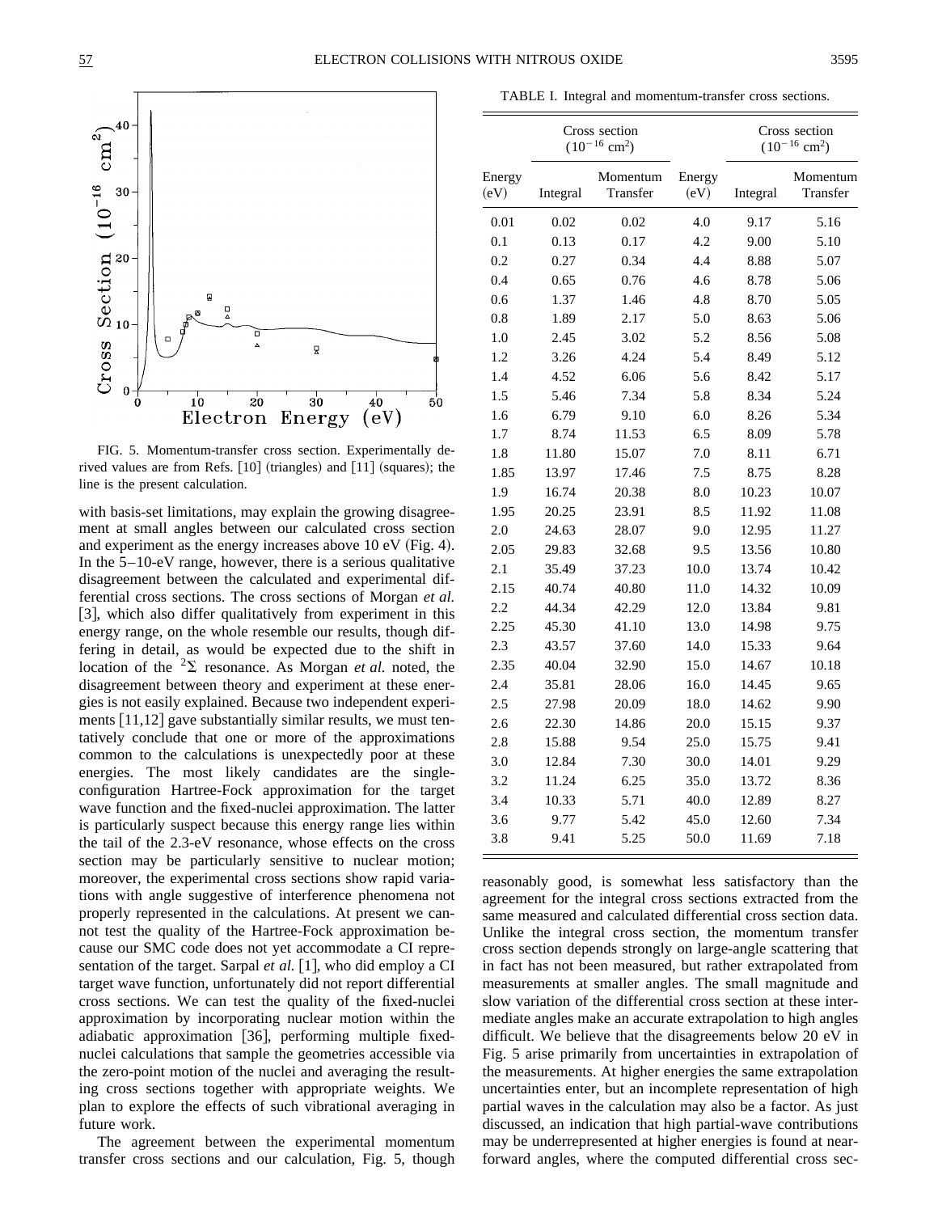FIG. 5. Momentum-transfer cross section. Experimentally derived values are from Refs. [10] (triangles) and [11] (squares); the line is the present calculation.

with basis-set limitations, may explain the growing disagreement at small angles between our calculated cross section and experiment as the energy increases above 10 eV (Fig. 4). In the 5–10-eV range, however, there is a serious qualitative disagreement between the calculated and experimental differential cross sections. The cross sections of Morgan *et al.* [3], which also differ qualitatively from experiment in this energy range, on the whole resemble our results, though differing in detail, as would be expected due to the shift in location of the $^2\Sigma$ resonance. As Morgan *et al.* noted, the disagreement between theory and experiment at these energies is not easily explained. Because two independent experiments [11,12] gave substantially similar results, we must tentatively conclude that one or more of the approximations common to the calculations is unexpectedly poor at these energies. The most likely candidates are the single-configuration Hartree-Fock approximation for the target wave function and the fixed-nuclei approximation. The latter is particularly suspect because this energy range lies within the tail of the 2.3-eV resonance, whose effects on the cross section may be particularly sensitive to nuclear motion; moreover, the experimental cross sections show rapid variations with angle suggestive of interference phenomena not properly represented in the calculations. At present we cannot test the quality of the Hartree-Fock approximation because our SMC code does not yet accommodate a CI representation of the target. Sarpal *et al.* [1], who did employ a CI target wave function, unfortunately did not report differential cross sections. We can test the quality of the fixed-nuclei approximation by incorporating nuclear motion within the adiabatic approximation [36], performing multiple fixed-nuclei calculations that sample the geometries accessible via the zero-point motion of the nuclei and averaging the resulting cross sections together with appropriate weights. We plan to explore the effects of such vibrational averaging in future work.

The agreement between the experimental momentum transfer cross sections and our calculation, Fig. 5, though

TABLE I. Integral and momentum-transfer cross sections.

| | Cross section ($10^{-16}$ cm$^2$) | | | Cross section ($10^{-16}$ cm$^2$) | |
|---|---|---|---|---|---|
| Energy (eV) | Integral | Momentum Transfer | Energy (eV) | Integral | Momentum Transfer |
| 0.01 | 0.02 | 0.02 | 4.0 | 9.17 | 5.16 |
| 0.1 | 0.13 | 0.17 | 4.2 | 9.00 | 5.10 |
| 0.2 | 0.27 | 0.34 | 4.4 | 8.88 | 5.07 |
| 0.4 | 0.65 | 0.76 | 4.6 | 8.78 | 5.06 |
| 0.6 | 1.37 | 1.46 | 4.8 | 8.70 | 5.05 |
| 0.8 | 1.89 | 2.17 | 5.0 | 8.63 | 5.06 |
| 1.0 | 2.45 | 3.02 | 5.2 | 8.56 | 5.08 |
| 1.2 | 3.26 | 4.24 | 5.4 | 8.49 | 5.12 |
| 1.4 | 4.52 | 6.06 | 5.6 | 8.42 | 5.17 |
| 1.5 | 5.46 | 7.34 | 5.8 | 8.34 | 5.24 |
| 1.6 | 6.79 | 9.10 | 6.0 | 8.26 | 5.34 |
| 1.7 | 8.74 | 11.53 | 6.5 | 8.09 | 5.78 |
| 1.8 | 11.80 | 15.07 | 7.0 | 8.11 | 6.71 |
| 1.85 | 13.97 | 17.46 | 7.5 | 8.75 | 8.28 |
| 1.9 | 16.74 | 20.38 | 8.0 | 10.23 | 10.07 |
| 1.95 | 20.25 | 23.91 | 8.5 | 11.92 | 11.08 |
| 2.0 | 24.63 | 28.07 | 9.0 | 12.95 | 11.27 |
| 2.05 | 29.83 | 32.68 | 9.5 | 13.56 | 10.80 |
| 2.1 | 35.49 | 37.23 | 10.0 | 13.74 | 10.42 |
| 2.15 | 40.74 | 40.80 | 11.0 | 14.32 | 10.09 |
| 2.2 | 44.34 | 42.29 | 12.0 | 13.84 | 9.81 |
| 2.25 | 45.30 | 41.10 | 13.0 | 14.98 | 9.75 |
| 2.3 | 43.57 | 37.60 | 14.0 | 15.33 | 9.64 |
| 2.35 | 40.04 | 32.90 | 15.0 | 14.67 | 10.18 |
| 2.4 | 35.81 | 28.06 | 16.0 | 14.45 | 9.65 |
| 2.5 | 27.98 | 20.09 | 18.0 | 14.62 | 9.90 |
| 2.6 | 22.30 | 14.86 | 20.0 | 15.15 | 9.37 |
| 2.8 | 15.88 | 9.54 | 25.0 | 15.75 | 9.41 |
| 3.0 | 12.84 | 7.30 | 30.0 | 14.01 | 9.29 |
| 3.2 | 11.24 | 6.25 | 35.0 | 13.72 | 8.36 |
| 3.4 | 10.33 | 5.71 | 40.0 | 12.89 | 8.27 |
| 3.6 | 9.77 | 5.42 | 45.0 | 12.60 | 7.34 |
| 3.8 | 9.41 | 5.25 | 50.0 | 11.69 | 7.18 |

reasonably good, is somewhat less satisfactory than the agreement for the integral cross sections extracted from the same measured and calculated differential cross section data. Unlike the integral cross section, the momentum transfer cross section depends strongly on large-angle scattering that in fact has not been measured, but rather extrapolated from measurements at smaller angles. The small magnitude and slow variation of the differential cross section at these intermediate angles make an accurate extrapolation to high angles difficult. We believe that the disagreements below 20 eV in Fig. 5 arise primarily from uncertainties in extrapolation of the measurements. At higher energies the same extrapolation uncertainties enter, but an incomplete representation of high partial waves in the calculation may also be a factor. As just discussed, an indication that high partial-wave contributions may be underrepresented at higher energies is found at near-forward angles, where the computed differential cross sec-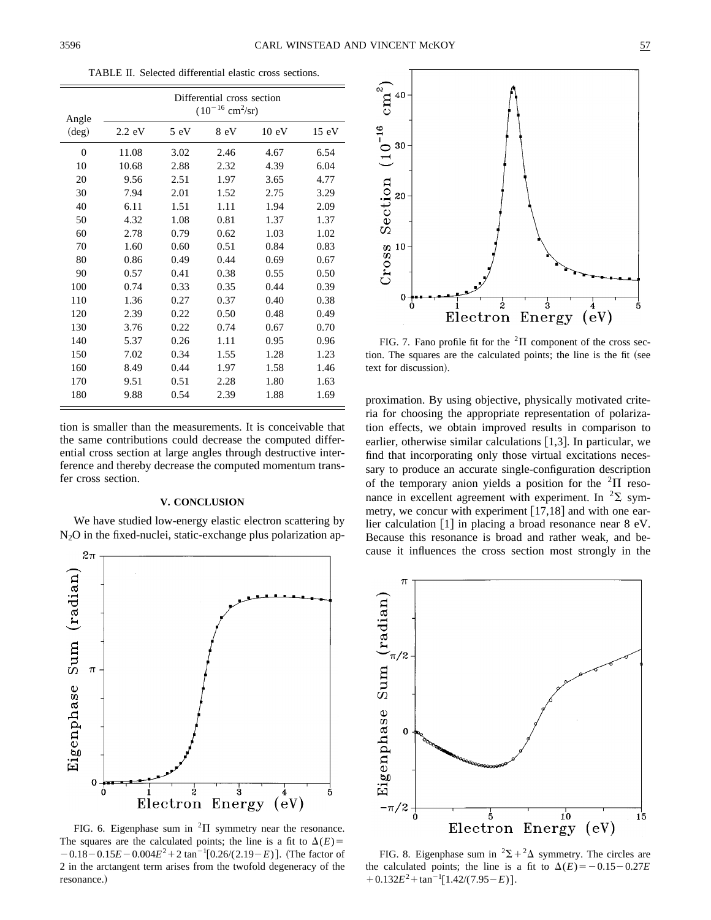TABLE II. Selected differential elastic cross sections.

| Angle (deg) | Differential cross section ($10^{-16}$ cm$^2$/sr) | | | | |
|---|---|---|---|---|---|
| | 2.2 eV | 5 eV | 8 eV | 10 eV | 15 eV |
| 0 | 11.08 | 3.02 | 2.46 | 4.67 | 6.54 |
| 10 | 10.68 | 2.88 | 2.32 | 4.39 | 6.04 |
| 20 | 9.56 | 2.51 | 1.97 | 3.65 | 4.77 |
| 30 | 7.94 | 2.01 | 1.52 | 2.75 | 3.29 |
| 40 | 6.11 | 1.51 | 1.11 | 1.94 | 2.09 |
| 50 | 4.32 | 1.08 | 0.81 | 1.37 | 1.37 |
| 60 | 2.78 | 0.79 | 0.62 | 1.03 | 1.02 |
| 70 | 1.60 | 0.60 | 0.51 | 0.84 | 0.83 |
| 80 | 0.86 | 0.49 | 0.44 | 0.69 | 0.67 |
| 90 | 0.57 | 0.41 | 0.38 | 0.55 | 0.50 |
| 100 | 0.74 | 0.33 | 0.35 | 0.44 | 0.39 |
| 110 | 1.36 | 0.27 | 0.37 | 0.40 | 0.38 |
| 120 | 2.39 | 0.22 | 0.50 | 0.48 | 0.49 |
| 130 | 3.76 | 0.22 | 0.74 | 0.67 | 0.70 |
| 140 | 5.37 | 0.26 | 1.11 | 0.95 | 0.96 |
| 150 | 7.02 | 0.34 | 1.55 | 1.28 | 1.23 |
| 160 | 8.49 | 0.44 | 1.97 | 1.58 | 1.46 |
| 170 | 9.51 | 0.51 | 2.28 | 1.80 | 1.63 |
| 180 | 9.88 | 0.54 | 2.39 | 1.88 | 1.69 |

tion is smaller than the measurements. It is conceivable that the same contributions could decrease the computed differential cross section at large angles through destructive interference and thereby decrease the computed momentum transfer cross section.

## V. CONCLUSION

We have studied low-energy elastic electron scattering by $N_2O$ in the fixed-nuclei, static-exchange plus polarization approximation. By using objective, physically motivated criteria for choosing the appropriate representation of polarization effects, we obtain improved results in comparison to earlier, otherwise similar calculations [1,3]. In particular, we find that incorporating only those virtual excitations necessary to produce an accurate single-configuration description of the temporary anion yields a position for the $^2\Pi$ resonance in excellent agreement with experiment. In $^2\Sigma$ symmetry, we concur with experiment [17,18] and with one earlier calculation [1] in placing a broad resonance near 8 eV. Because this resonance is broad and rather weak, and because it influences the cross section most strongly in the

FIG. 6. Eigenphase sum in $^2\Pi$ symmetry near the resonance. The squares are the calculated points; the line is a fit to $\Delta(E) = -0.18 - 0.15E - 0.004E^2 + 2\tan^{-1}[0.26/(2.19-E)]$. (The factor of 2 in the arctangent term arises from the twofold degeneracy of the resonance.)

FIG. 7. Fano profile fit for the $^2\Pi$ component of the cross section. The squares are the calculated points; the line is the fit (see text for discussion).

FIG. 8. Eigenphase sum in $^2\Sigma + ^2\Delta$ symmetry. The circles are the calculated points; the line is a fit to $\Delta(E) = -0.15 - 0.27E + 0.132E^2 + \tan^{-1}[1.42/(7.95-E)]$.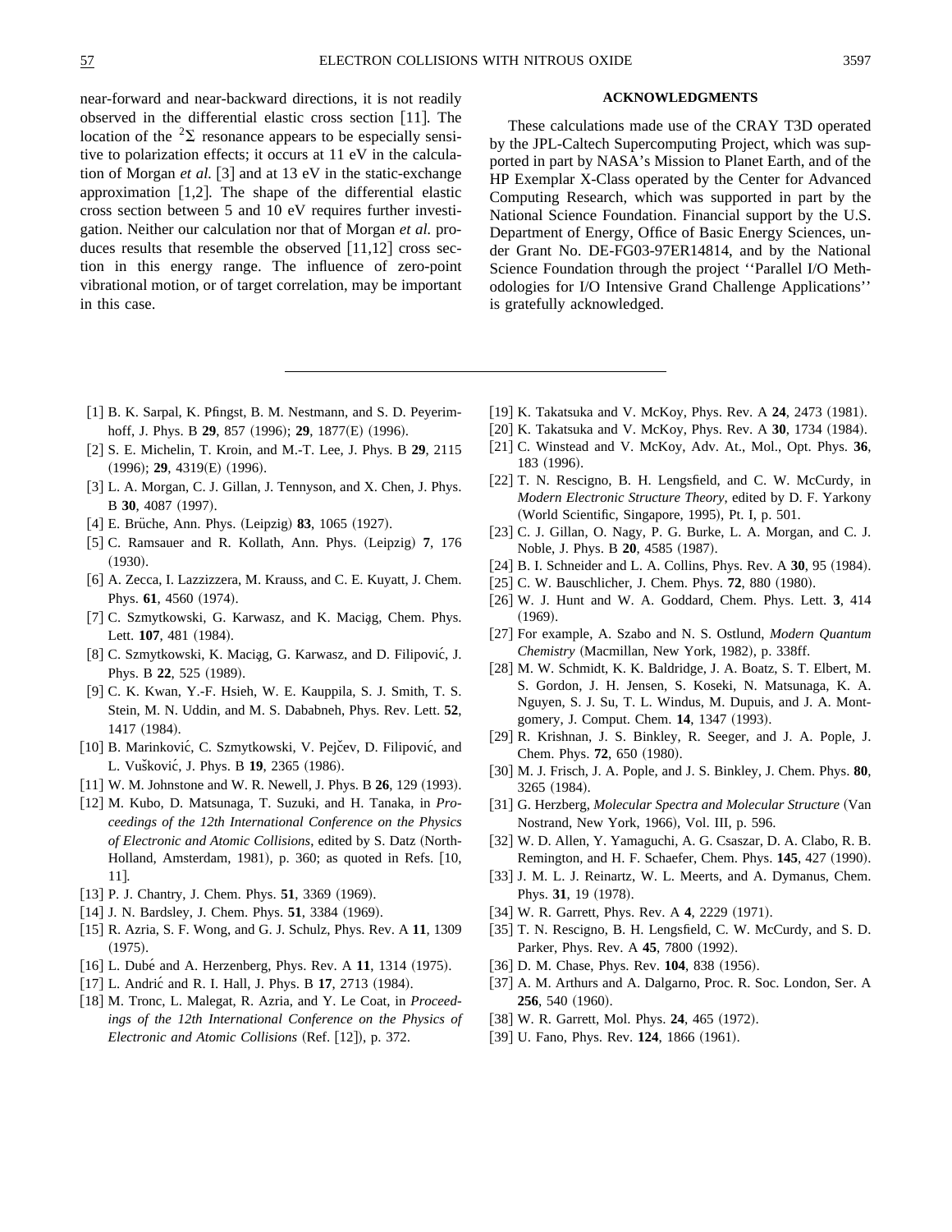near-forward and near-backward directions, it is not readily observed in the differential elastic cross section [11]. The location of the $^2\Sigma$ resonance appears to be especially sensitive to polarization effects; it occurs at 11 eV in the calculation of Morgan *et al.* [3] and at 13 eV in the static-exchange approximation [1,2]. The shape of the differential elastic cross section between 5 and 10 eV requires further investigation. Neither our calculation nor that of Morgan *et al.* produces results that resemble the observed [11,12] cross section in this energy range. The influence of zero-point vibrational motion, or of target correlation, may be important in this case.

## ACKNOWLEDGMENTS

These calculations made use of the CRAY T3D operated by the JPL-Caltech Supercomputing Project, which was supported in part by NASA's Mission to Planet Earth, and of the HP Exemplar X-Class operated by the Center for Advanced Computing Research, which was supported in part by the National Science Foundation. Financial support by the U.S. Department of Energy, Office of Basic Energy Sciences, under Grant No. DE-FG03-97ER14814, and by the National Science Foundation through the project ''Parallel I/O Methodologies for I/O Intensive Grand Challenge Applications'' is gratefully acknowledged.

---

[1] B. K. Sarpal, K. Pfingst, B. M. Nestmann, and S. D. Peyerimhoff, J. Phys. B **29**, 857 (1996); **29**, 1877(E) (1996).

[2] S. E. Michelin, T. Kroin, and M.-T. Lee, J. Phys. B **29**, 2115 (1996); **29**, 4319(E) (1996).

[3] L. A. Morgan, C. J. Gillan, J. Tennyson, and X. Chen, J. Phys. B **30**, 4087 (1997).

[4] E. Brüche, Ann. Phys. (Leipzig) **83**, 1065 (1927).

[5] C. Ramsauer and R. Kollath, Ann. Phys. (Leipzig) **7**, 176 (1930).

[6] A. Zecca, I. Lazzizzera, M. Krauss, and C. E. Kuyatt, J. Chem. Phys. **61**, 4560 (1974).

[7] C. Szmytkowski, G. Karwasz, and K. Maciąg, Chem. Phys. Lett. **107**, 481 (1984).

[8] C. Szmytkowski, K. Maciąg, G. Karwasz, and D. Filipović, J. Phys. B **22**, 525 (1989).

[9] C. K. Kwan, Y.-F. Hsieh, W. E. Kauppila, S. J. Smith, T. S. Stein, M. N. Uddin, and M. S. Dababneh, Phys. Rev. Lett. **52**, 1417 (1984).

[10] B. Marinković, C. Szmytkowski, V. Pejčev, D. Filipović, and L. Vušković, J. Phys. B **19**, 2365 (1986).

[11] W. M. Johnstone and W. R. Newell, J. Phys. B **26**, 129 (1993).

[12] M. Kubo, D. Matsunaga, T. Suzuki, and H. Tanaka, in *Proceedings of the 12th International Conference on the Physics of Electronic and Atomic Collisions*, edited by S. Datz (North-Holland, Amsterdam, 1981), p. 360; as quoted in Refs. [10, 11].

[13] P. J. Chantry, J. Chem. Phys. **51**, 3369 (1969).

[14] J. N. Bardsley, J. Chem. Phys. **51**, 3384 (1969).

[15] R. Azria, S. F. Wong, and G. J. Schulz, Phys. Rev. A **11**, 1309 (1975).

[16] L. Dubé and A. Herzenberg, Phys. Rev. A **11**, 1314 (1975).

[17] L. Andrić and R. I. Hall, J. Phys. B **17**, 2713 (1984).

[18] M. Tronc, L. Malegat, R. Azria, and Y. Le Coat, in *Proceedings of the 12th International Conference on the Physics of Electronic and Atomic Collisions* (Ref. [12]), p. 372.

[19] K. Takatsuka and V. McKoy, Phys. Rev. A **24**, 2473 (1981).

[20] K. Takatsuka and V. McKoy, Phys. Rev. A **30**, 1734 (1984).

[21] C. Winstead and V. McKoy, Adv. At., Mol., Opt. Phys. **36**, 183 (1996).

[22] T. N. Rescigno, B. H. Lengsfield, and C. W. McCurdy, in *Modern Electronic Structure Theory*, edited by D. F. Yarkony (World Scientific, Singapore, 1995), Pt. I, p. 501.

[23] C. J. Gillan, O. Nagy, P. G. Burke, L. A. Morgan, and C. J. Noble, J. Phys. B **20**, 4585 (1987).

[24] B. I. Schneider and L. A. Collins, Phys. Rev. A **30**, 95 (1984).

[25] C. W. Bauschlicher, J. Chem. Phys. **72**, 880 (1980).

[26] W. J. Hunt and W. A. Goddard, Chem. Phys. Lett. **3**, 414 (1969).

[27] For example, A. Szabo and N. S. Ostlund, *Modern Quantum Chemistry* (Macmillan, New York, 1982), p. 338ff.

[28] M. W. Schmidt, K. K. Baldridge, J. A. Boatz, S. T. Elbert, M. S. Gordon, J. H. Jensen, S. Koseki, N. Matsunaga, K. A. Nguyen, S. J. Su, T. L. Windus, M. Dupuis, and J. A. Montgomery, J. Comput. Chem. **14**, 1347 (1993).

[29] R. Krishnan, J. S. Binkley, R. Seeger, and J. A. Pople, J. Chem. Phys. **72**, 650 (1980).

[30] M. J. Frisch, J. A. Pople, and J. S. Binkley, J. Chem. Phys. **80**, 3265 (1984).

[31] G. Herzberg, *Molecular Spectra and Molecular Structure* (Van Nostrand, New York, 1966), Vol. III, p. 596.

[32] W. D. Allen, Y. Yamaguchi, A. G. Csaszar, D. A. Clabo, R. B. Remington, and H. F. Schaefer, Chem. Phys. **145**, 427 (1990).

[33] J. M. L. J. Reinartz, W. L. Meerts, and A. Dymanus, Chem. Phys. **31**, 19 (1978).

[34] W. R. Garrett, Phys. Rev. A **4**, 2229 (1971).

[35] T. N. Rescigno, B. H. Lengsfield, C. W. McCurdy, and S. D. Parker, Phys. Rev. A **45**, 7800 (1992).

[36] D. M. Chase, Phys. Rev. **104**, 838 (1956).

[37] A. M. Arthurs and A. Dalgarno, Proc. R. Soc. London, Ser. A **256**, 540 (1960).

[38] W. R. Garrett, Mol. Phys. **24**, 465 (1972).

[39] U. Fano, Phys. Rev. **124**, 1866 (1961).